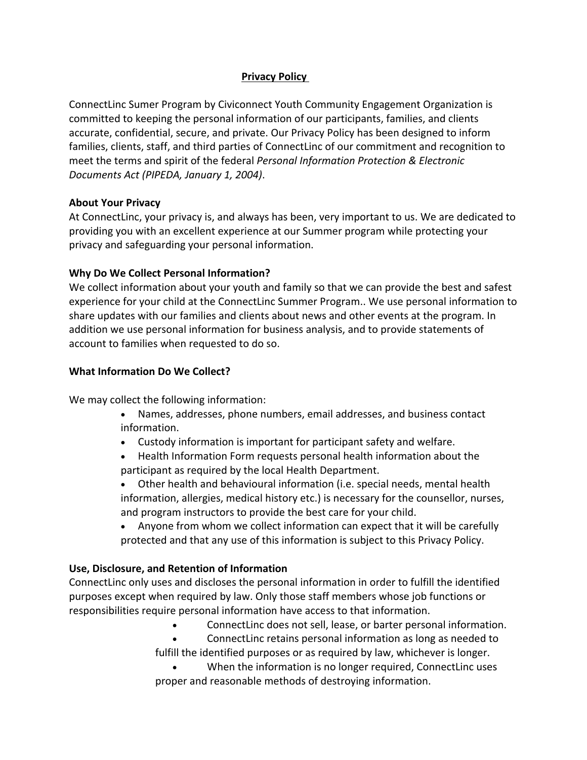# Privacy Policy

ConnectLinc Sumer Program by Civiconnect Youth Community Engagement Organization is committed to keeping the personal information of our participants, families, and clients accurate, confidential, secure, and private. Our Privacy Policy has been designed to inform families, clients, staff, and third parties of ConnectLinc of our commitment and recognition to meet the terms and spirit of the federal *Personal Information Protection & Electronic Documents Act (PIPEDA, January 1, 2004)*.

**About Your Privacy**

At ConnectLinc, your privacy is, and always has been, very important to us. We are dedicated to providing you with an excellent experience at our Summer program while protecting your privacy and safeguarding your personal information.

**Why Do We Collect Personal Information?**

We collect information about your youth and family so that we can provide the best and safest experience for your child at the ConnectLinc Summer Program.. We use personal information to share updates with our families and clients about news and other events at the program. In addition we use personal information for business analysis, and to provide statements of account to families when requested to do so.

**What Information Do We Collect?**

We may collect the following information:

- Names, addresses, phone numbers, email addresses, and business contact information.
- Custody information is important for participant safety and welfare.
- Health Information Form requests personal health information about the participant as required by the local Health Department.
- Other health and behavioural information (i.e. special needs, mental health information, allergies, medical history etc.) is necessary for the counsellor, nurses, and program instructors to provide the best care for your child.
- Anyone from whom we collect information can expect that it will be carefully protected and that any use of this information is subject to this Privacy Policy.

**Use, Disclosure, and Retention of Information**

ConnectLinc only uses and discloses the personal information in order to fulfill the identified purposes except when required by law. Only those staff members whose job functions or responsibilities require personal information have access to that information.

- ConnectLinc does not sell, lease, or barter personal information.
- ConnectLinc retains personal information as long as needed to fulfill the identified purposes or as required by law, whichever is longer.
- When the information is no longer required, ConnectLinc uses proper and reasonable methods of destroying information.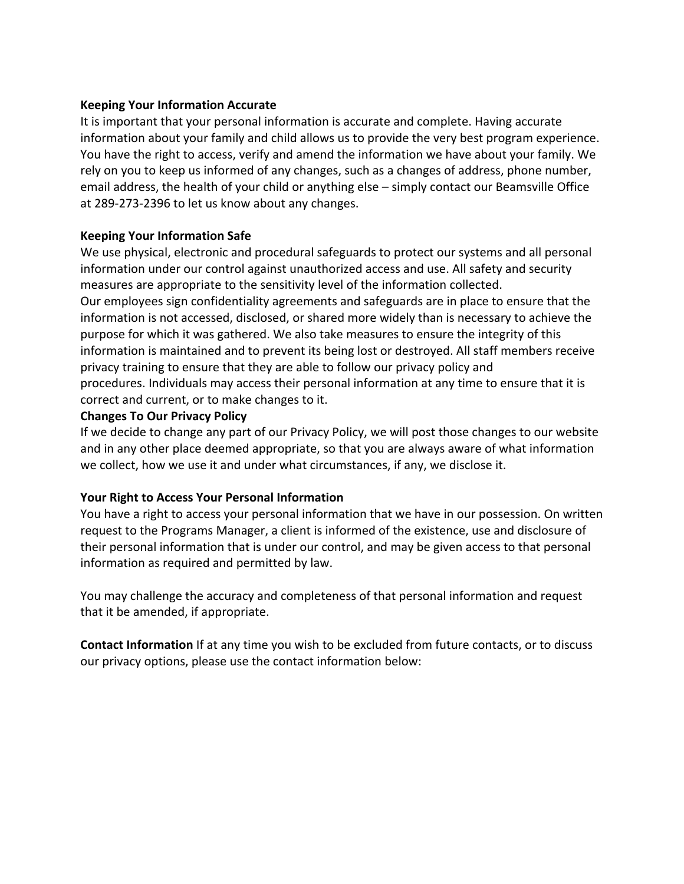**Keeping Your Information Accurate**
It is important that your personal information is accurate and complete. Having accurate information about your family and child allows us to provide the very best program experience. You have the right to access, verify and amend the information we have about your family. We rely on you to keep us informed of any changes, such as a changes of address, phone number, email address, the health of your child or anything else – simply contact our Beamsville Office at 289-273-2396 to let us know about any changes.

**Keeping Your Information Safe**
We use physical, electronic and procedural safeguards to protect our systems and all personal information under our control against unauthorized access and use. All safety and security measures are appropriate to the sensitivity level of the information collected.
Our employees sign confidentiality agreements and safeguards are in place to ensure that the information is not accessed, disclosed, or shared more widely than is necessary to achieve the purpose for which it was gathered. We also take measures to ensure the integrity of this information is maintained and to prevent its being lost or destroyed. All staff members receive privacy training to ensure that they are able to follow our privacy policy and procedures. Individuals may access their personal information at any time to ensure that it is correct and current, or to make changes to it.

**Changes To Our Privacy Policy**
If we decide to change any part of our Privacy Policy, we will post those changes to our website and in any other place deemed appropriate, so that you are always aware of what information we collect, how we use it and under what circumstances, if any, we disclose it.

**Your Right to Access Your Personal Information**
You have a right to access your personal information that we have in our possession. On written request to the Programs Manager, a client is informed of the existence, use and disclosure of their personal information that is under our control, and may be given access to that personal information as required and permitted by law.

You may challenge the accuracy and completeness of that personal information and request that it be amended, if appropriate.

**Contact Information** If at any time you wish to be excluded from future contacts, or to discuss our privacy options, please use the contact information below: